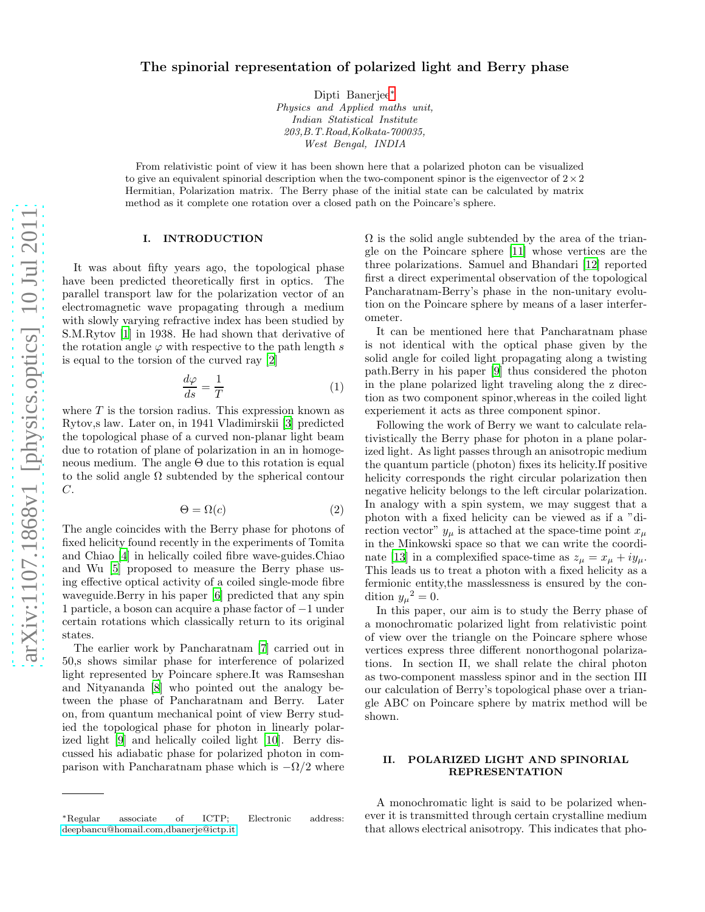# The spinorial representation of polarized light and Berry phase

Dipti Banerjee*

*Physics and Applied maths unit,*
*Indian Statistical Institute*
*203,B.T.Road,Kolkata-700035,*
*West Bengal, INDIA*

From relativistic point of view it has been shown here that a polarized photon can be visualized to give an equivalent spinorial description when the two-component spinor is the eigenvector of $2 \times 2$ Hermitian, Polarization matrix. The Berry phase of the initial state can be calculated by matrix method as it complete one rotation over a closed path on the Poincare's sphere.

## I. INTRODUCTION

It was about fifty years ago, the topological phase have been predicted theoretically first in optics. The parallel transport law for the polarization vector of an electromagnetic wave propagating through a medium with slowly varying refractive index has been studied by S.M.Rytov [1] in 1938. He had shown that derivative of the rotation angle $\varphi$ with respective to the path length $s$ is equal to the torsion of the curved ray [2]

$$\frac{d\varphi}{ds} = \frac{1}{T} \tag{1}$$

where $T$ is the torsion radius. This expression known as Rytov,s law. Later on, in 1941 Vladimirskii [3] predicted the topological phase of a curved non-planar light beam due to rotation of plane of polarization in an in homogeneous medium. The angle $\Theta$ due to this rotation is equal to the solid angle $\Omega$ subtended by the spherical contour $C$.

$$\Theta = \Omega(c) \tag{2}$$

The angle coincides with the Berry phase for photons of fixed helicity found recently in the experiments of Tomita and Chiao [4] in helically coiled fibre wave-guides.Chiao and Wu [5] proposed to measure the Berry phase using effective optical activity of a coiled single-mode fibre waveguide.Berry in his paper [6] predicted that any spin 1 particle, a boson can acquire a phase factor of $-1$ under certain rotations which classically return to its original states.

The earlier work by Pancharatnam [7] carried out in 50,s shows similar phase for interference of polarized light represented by Poincare sphere.It was Ramseshan and Nityananda [8] who pointed out the analogy between the phase of Pancharatnam and Berry. Later on, from quantum mechanical point of view Berry studied the topological phase for photon in linearly polarized light [9] and helically coiled light [10]. Berry discussed his adiabatic phase for polarized photon in comparison with Pancharatnam phase which is $-\Omega/2$ where $\Omega$ is the solid angle subtended by the area of the triangle on the Poincare sphere [11] whose vertices are the three polarizations. Samuel and Bhandari [12] reported first a direct experimental observation of the topological Pancharatnam-Berry's phase in the non-unitary evolution on the Poincare sphere by means of a laser interferometer.

It can be mentioned here that Pancharatnam phase is not identical with the optical phase given by the solid angle for coiled light propagating along a twisting path.Berry in his paper [9] thus considered the photon in the plane polarized light traveling along the z direction as two component spinor,whereas in the coiled light experiment it acts as three component spinor.

Following the work of Berry we want to calculate relativistically the Berry phase for photon in a plane polarized light. As light passes through an anisotropic medium the quantum particle (photon) fixes its helicity.If positive helicity corresponds the right circular polarization then negative helicity belongs to the left circular polarization. In analogy with a spin system, we may suggest that a photon with a fixed helicity can be viewed as if a "direction vector" $y_\mu$ is attached at the space-time point $x_\mu$ in the Minkowski space so that we can write the coordinate [13] in a complexified space-time as $z_\mu = x_\mu + iy_\mu$. This leads us to treat a photon with a fixed helicity as a fermionic entity,the masslessness is ensured by the condition ${y_\mu}^2 = 0$.

In this paper, our aim is to study the Berry phase of a monochromatic polarized light from relativistic point of view over the triangle on the Poincare sphere whose vertices express three different nonorthogonal polarizations. In section II, we shall relate the chiral photon as two-component massless spinor and in the section III our calculation of Berry's topological phase over a triangle ABC on Poincare sphere by matrix method will be shown.

## II. POLARIZED LIGHT AND SPINORIAL REPRESENTATION

A monochromatic light is said to be polarized whenever it is transmitted through certain crystalline medium that allows electrical anisotropy. This indicates that pho-

*Regular associate of ICTP; Electronic address: deepbancu@homail.com,dbanerje@ictp.it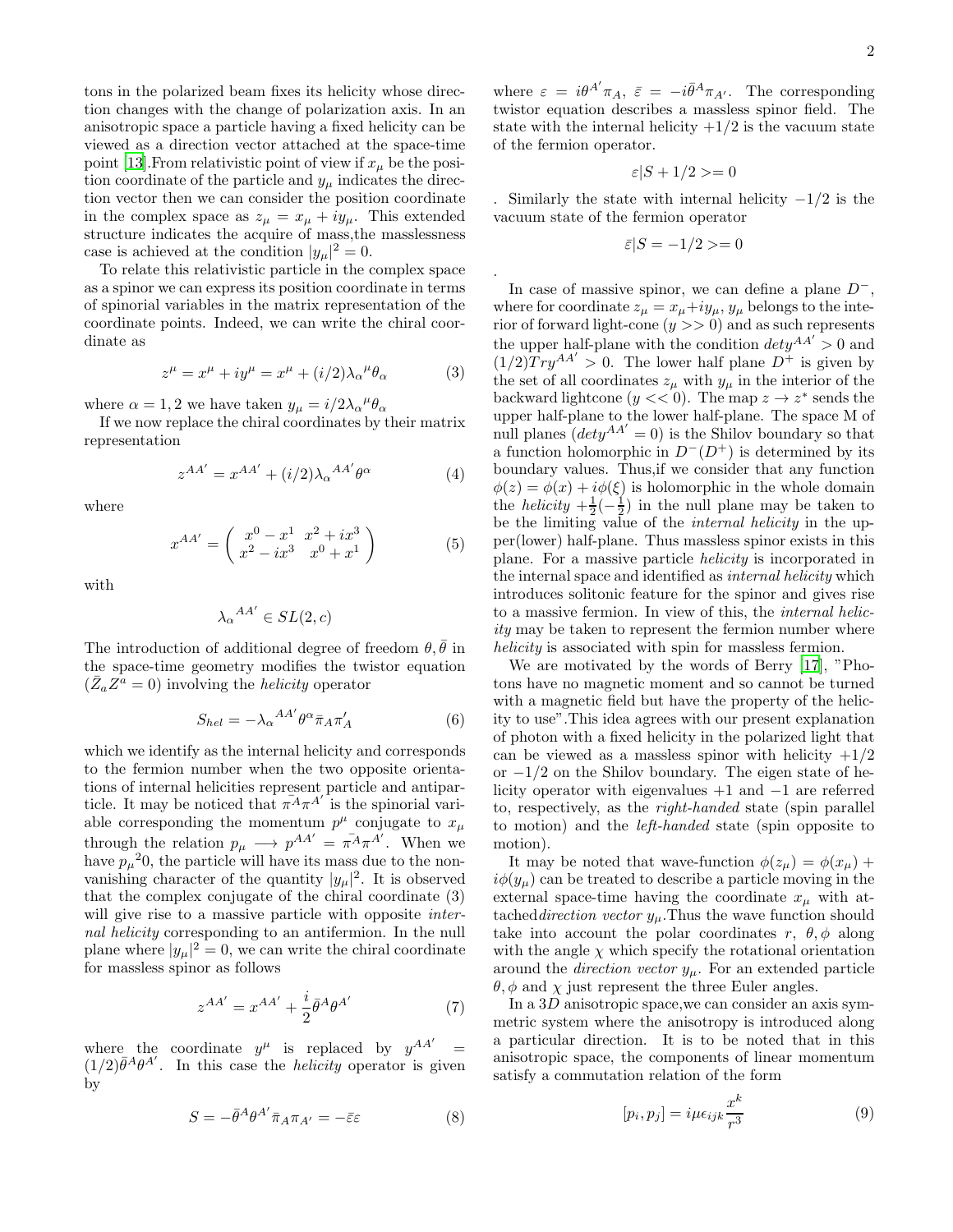tons in the polarized beam fixes its helicity whose direction changes with the change of polarization axis. In an anisotropic space a particle having a fixed helicity can be viewed as a direction vector attached at the space-time point [13].From relativistic point of view if $x_\mu$ be the position coordinate of the particle and $y_\mu$ indicates the direction vector then we can consider the position coordinate in the complex space as $z_\mu = x_\mu + iy_\mu$. This extended structure indicates the acquire of mass,the masslessness case is achieved at the condition $|y_\mu|^2 = 0$.

To relate this relativistic particle in the complex space as a spinor we can express its position coordinate in terms of spinorial variables in the matrix representation of the coordinate points. Indeed, we can write the chiral coordinate as

$$z^\mu = x^\mu + iy^\mu = x^\mu + (i/2){\lambda_\alpha}^\mu \theta_\alpha \tag{3}$$

where $\alpha = 1, 2$ we have taken $y_\mu = i/2{\lambda_\alpha}^\mu \theta_\alpha$

If we now replace the chiral coordinates by their matrix representation

$$z^{AA'} = x^{AA'} + (i/2){\lambda_\alpha}^{AA'}\theta^\alpha \tag{4}$$

where

$$x^{AA'} = \begin{pmatrix} x^0 - x^1 & x^2 + ix^3 \\ x^2 - ix^3 & x^0 + x^1 \end{pmatrix} \tag{5}$$

with

$${\lambda_\alpha}^{AA'} \in SL(2, c)$$

The introduction of additional degree of freedom $\theta, \bar{\theta}$ in the space-time geometry modifies the twistor equation $(\bar{Z}_a Z^a = 0)$ involving the *helicity* operator

$$S_{hel} = -{\lambda_\alpha}^{AA'}\theta^\alpha \bar{\pi}_A \pi'_A \tag{6}$$

which we identify as the internal helicity and corresponds to the fermion number when the two opposite orientations of internal helicities represent particle and antiparticle. It may be noticed that $\bar{\pi^A}\pi^{A'}$ is the spinorial variable corresponding the momentum $p^\mu$ conjugate to $x_\mu$ through the relation $p_\mu \longrightarrow p^{AA'} = \bar{\pi^A}\pi^{A'}$. When we have ${p_\mu}^2 0$, the particle will have its mass due to the nonvanishing character of the quantity $|y_\mu|^2$. It is observed that the complex conjugate of the chiral coordinate (3) will give rise to a massive particle with opposite *internal helicity* corresponding to an antifermion. In the null plane where $|y_\mu|^2 = 0$, we can write the chiral coordinate for massless spinor as follows

$$z^{AA'} = x^{AA'} + \frac{i}{2}\bar{\theta}^A \theta^{A'} \tag{7}$$

where the coordinate $y^\mu$ is replaced by $y^{AA'} = (1/2)\bar{\theta}^A\theta^{A'}$. In this case the *helicity* operator is given by

$$S = -\bar{\theta}^A\theta^{A'}\bar{\pi}_A\pi_{A'} = -\bar{\varepsilon}\varepsilon \tag{8}$$

where $\varepsilon = i\theta^{A'}\pi_A$, $\bar{\varepsilon} = -i\bar{\theta}^A\pi_{A'}$. The corresponding twistor equation describes a massless spinor field. The state with the internal helicity $+1/2$ is the vacuum state of the fermion operator.

$$\varepsilon|S + 1/2 >= 0$$

. Similarly the state with internal helicity $-1/2$ is the vacuum state of the fermion operator

$$\bar{\varepsilon}|S = -1/2 >= 0$$

.

In case of massive spinor, we can define a plane $D^-$, where for coordinate $z_\mu = x_\mu + iy_\mu$, $y_\mu$ belongs to the interior of forward light-cone $(y >> 0)$ and as such represents the upper half-plane with the condition $dety^{AA'} > 0$ and $(1/2)Try^{AA'} > 0$. The lower half plane $D^+$ is given by the set of all coordinates $z_\mu$ with $y_\mu$ in the interior of the backward lightcone $(y << 0)$. The map $z \rightarrow z^*$ sends the upper half-plane to the lower half-plane. The space M of null planes $(dety^{AA'} = 0)$ is the Shilov boundary so that a function holomorphic in $D^-(D^+)$ is determined by its boundary values. Thus,if we consider that any function $\phi(z) = \phi(x) + i\phi(\xi)$ is holomorphic in the whole domain the *helicity* $+\frac{1}{2}(-\frac{1}{2})$ in the null plane may be taken to be the limiting value of the *internal helicity* in the upper(lower) half-plane. Thus massless spinor exists in this plane. For a massive particle *helicity* is incorporated in the internal space and identified as *internal helicity* which introduces solitonic feature for the spinor and gives rise to a massive fermion. In view of this, the *internal helicity* may be taken to represent the fermion number where *helicity* is associated with spin for massless fermion.

We are motivated by the words of Berry [17], "Photons have no magnetic moment and so cannot be turned with a magnetic field but have the property of the helicity to use".This idea agrees with our present explanation of photon with a fixed helicity in the polarized light that can be viewed as a massless spinor with helicity $+1/2$ or $-1/2$ on the Shilov boundary. The eigen state of helicity operator with eigenvalues $+1$ and $-1$ are referred to, respectively, as the *right-handed* state (spin parallel to motion) and the *left-handed* state (spin opposite to motion).

It may be noted that wave-function $\phi(z_\mu) = \phi(x_\mu) + i\phi(y_\mu)$ can be treated to describe a particle moving in the external space-time having the coordinate $x_\mu$ with attached*direction vector* $y_\mu$.Thus the wave function should take into account the polar coordinates $r$, $\theta, \phi$ along with the angle $\chi$ which specify the rotational orientation around the *direction vector* $y_\mu$. For an extended particle $\theta, \phi$ and $\chi$ just represent the three Euler angles.

In a $3D$ anisotropic space,we can consider an axis symmetric system where the anisotropy is introduced along a particular direction. It is to be noted that in this anisotropic space, the components of linear momentum satisfy a commutation relation of the form

$$[p_i, p_j] = i\mu\epsilon_{ijk}\frac{x^k}{r^3} \tag{9}$$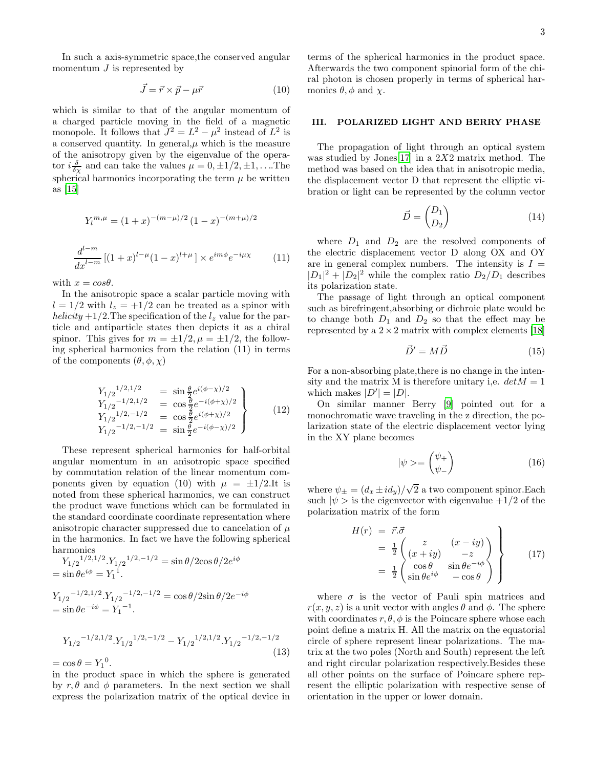In such a axis-symmetric space,the conserved angular momentum $J$ is represented by

$$\vec{J} = \vec{r} \times \vec{p} - \mu \vec{r} \tag{10}$$

which is similar to that of the angular momentum of a charged particle moving in the field of a magnetic monopole. It follows that $J^2 = L^2 - \mu^2$ instead of $L^2$ is a conserved quantity. In general,$\mu$ which is the measure of the anisotropy given by the eigenvalue of the operator $i\frac{\delta}{\delta\chi}$ and can take the values $\mu = 0, \pm 1/2, \pm 1, \ldots$.The spherical harmonics incorporating the term $\mu$ be written as [15]

$$Y_l^{m,\mu} = (1+x)^{-(m-\mu)/2} (1-x)^{-(m+\mu)/2}$$

$$\frac{d^{l-m}}{dx^{l-m}} [(1+x)^{l-\mu}(1-x)^{l+\mu}] \times e^{im\phi} e^{-i\mu\chi} \tag{11}$$

with $x = cos\theta$.

In the anisotropic space a scalar particle moving with $l = 1/2$ with $l_z = +1/2$ can be treated as a spinor with *helicity* $+1/2$.The specification of the $l_z$ value for the particle and antiparticle states then depicts it as a chiral spinor. This gives for $m = \pm 1/2, \mu = \pm 1/2$, the following spherical harmonics from the relation (11) in terms of the components $(\theta, \phi, \chi)$

$$\left.\begin{array}{lll} {Y_{1/2}}^{1/2,1/2} & = & \sin\frac{\theta}{2} e^{i(\phi-\chi)/2} \\ {Y_{1/2}}^{-1/2,1/2} & = & \cos\frac{\theta}{2} e^{-i(\phi+\chi)/2} \\ {Y_{1/2}}^{1/2,-1/2} & = & \cos\frac{\theta}{2} e^{i(\phi+\chi)/2} \\ {Y_{1/2}}^{-1/2,-1/2} & = & \sin\frac{\theta}{2} e^{-i(\phi-\chi)/2} \end{array}\right\} \tag{12}$$

These represent spherical harmonics for half-orbital angular momentum in an anisotropic space specified by commutation relation of the linear momentum components given by equation (10) with $\mu = \pm 1/2$.It is noted from these spherical harmonics, we can construct the product wave functions which can be formulated in the standard coordinate coordinate representation where anisotropic character suppressed due to cancelation of $\mu$ in the harmonics. In fact we have the following spherical harmonics

${Y_{1/2}}^{1/2,1/2}.{Y_{1/2}}^{1/2,-1/2} = \sin\theta/2\cos\theta/2 e^{i\phi}$
$= \sin\theta e^{i\phi} = {Y_1}^1$.

${Y_{1/2}}^{-1/2,1/2}.{Y_{1/2}}^{-1/2,-1/2} = \cos\theta/2\sin\theta/2 e^{-i\phi}$
$= \sin\theta e^{-i\phi} = {Y_1}^{-1}$.

$${Y_{1/2}}^{-1/2,1/2}.{Y_{1/2}}^{1/2,-1/2} - {Y_{1/2}}^{1/2,1/2}.{Y_{1/2}}^{-1/2,-1/2} \tag{13}$$

$= \cos\theta = {Y_1}^0$.

in the product space in which the sphere is generated by $r, \theta$ and $\phi$ parameters. In the next section we shall express the polarization matrix of the optical device in terms of the spherical harmonics in the product space. Afterwards the two component spinorial form of the chiral photon is chosen properly in terms of spherical harmonics $\theta, \phi$ and $\chi$.

## III. POLARIZED LIGHT AND BERRY PHASE

The propagation of light through an optical system was studied by Jones[17] in a $2X2$ matrix method. The method was based on the idea that in anisotropic media, the displacement vector D that represent the elliptic vibration or light can be represented by the column vector

$$\vec{D} = \begin{pmatrix} D_1 \\ D_2 \end{pmatrix} \tag{14}$$

where $D_1$ and $D_2$ are the resolved components of the electric displacement vector D along OX and OY are in general complex numbers. The intensity is $I = |D_1|^2 + |D_2|^2$ while the complex ratio $D_2/D_1$ describes its polarization state.

The passage of light through an optical component such as birefringent,absorbing or dichroic plate would be to change both $D_1$ and $D_2$ so that the effect may be represented by a $2 \times 2$ matrix with complex elements [18]

$$\vec{D}' = M\vec{D} \tag{15}$$

For a non-absorbing plate,there is no change in the intensity and the matrix M is therefore unitary i,e. $detM = 1$ which makes $|D'| = |D|$.

On similar manner Berry [9] pointed out for a monochromatic wave traveling in the z direction, the polarization state of the electric displacement vector lying in the XY plane becomes

$$|\psi> = \begin{pmatrix} \psi_+ \\ \psi_- \end{pmatrix} \tag{16}$$

where $\psi_\pm = (d_x \pm id_y)/\sqrt{2}$ a two component spinor.Each such $|\psi>$ is the eigenvector with eigenvalue $+1/2$ of the polarization matrix of the form

$$\left.\begin{array}{lll} H(r) & = & \vec{r}.\vec{\sigma} \\ & = & \frac{1}{2}\begin{pmatrix} z & (x-iy) \\ (x+iy) & -z \end{pmatrix} \\ & = & \frac{1}{2}\begin{pmatrix} \cos\theta & \sin\theta e^{-i\phi} \\ \sin\theta e^{i\phi} & -\cos\theta \end{pmatrix} \end{array}\right\} \tag{17}$$

where $\sigma$ is the vector of Pauli spin matrices and $r(x, y, z)$ is a unit vector with angles $\theta$ and $\phi$. The sphere with coordinates $r, \theta, \phi$ is the Poincare sphere whose each point define a matrix H. All the matrix on the equatorial circle of sphere represent linear polarizations. The matrix at the two poles (North and South) represent the left and right circular polarization respectively.Besides these all other points on the surface of Poincare sphere represent the elliptic polarization with respective sense of orientation in the upper or lower domain.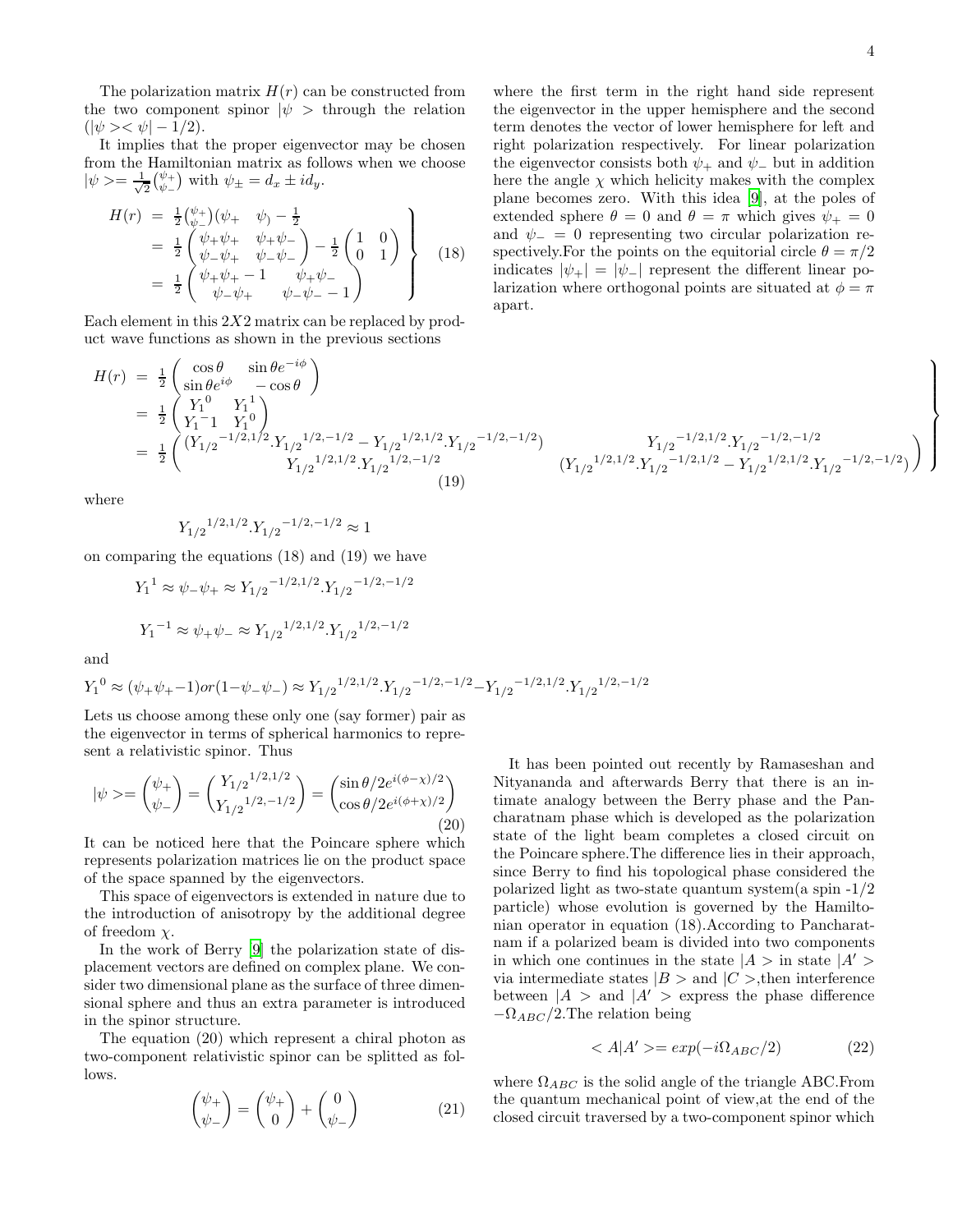The polarization matrix $H(r)$ can be constructed from the two component spinor $|\psi>$ through the relation $(|\psi><\psi| - 1/2)$.

It implies that the proper eigenvector may be chosen from the Hamiltonian matrix as follows when we choose $|\psi>= \frac{1}{\sqrt{2}}\binom{\psi_+}{\psi_-}$ with $\psi_\pm = d_x \pm i d_y$.

$$
\left.\begin{aligned}
H(r) &= \tfrac{1}{2}\binom{\psi_+}{\psi_-}(\psi_+ \quad \psi_)) - \tfrac{1}{2} \\
&= \tfrac{1}{2}\begin{pmatrix} \psi_+\psi_+ & \psi_+\psi_- \\ \psi_-\psi_+ & \psi_-\psi_- \end{pmatrix} - \tfrac{1}{2}\begin{pmatrix} 1 & 0 \\ 0 & 1 \end{pmatrix} \\
&= \tfrac{1}{2}\begin{pmatrix} \psi_+\psi_+ - 1 & \psi_+\psi_- \\ \psi_-\psi_+ & \psi_-\psi_- - 1 \end{pmatrix}
\end{aligned}\right\} \quad (18)
$$

Each element in this $2X2$ matrix can be replaced by product wave functions as shown in the previous sections

$$
\left.\begin{aligned}
H(r) &= \tfrac{1}{2}\begin{pmatrix} \cos\theta & \sin\theta e^{-i\phi} \\ \sin\theta e^{i\phi} & -\cos\theta \end{pmatrix} \\
&= \tfrac{1}{2}\begin{pmatrix} {Y_1}^0 & {Y_1}^1 \\ {Y_1}^-1 & {Y_1}^0 \end{pmatrix} \\
&= \tfrac{1}{2}\begin{pmatrix} ({Y_{1/2}}^{-1/2,1/2}.{Y_{1/2}}^{1/2,-1/2} - {Y_{1/2}}^{1/2,1/2}.{Y_{1/2}}^{-1/2,-1/2}) & {Y_{1/2}}^{-1/2,1/2}.{Y_{1/2}}^{-1/2,-1/2} \\ {Y_{1/2}}^{1/2,1/2}.{Y_{1/2}}^{1/2,-1/2} & ({Y_{1/2}}^{1/2,1/2}.{Y_{1/2}}^{-1/2,1/2} - {Y_{1/2}}^{1/2,1/2}.{Y_{1/2}}^{-1/2,-1/2}) \end{pmatrix}
\end{aligned}\right\} \quad (19)
$$

where

$$
{Y_{1/2}}^{1/2,1/2}.{Y_{1/2}}^{-1/2,-1/2} \approx 1
$$

on comparing the equations (18) and (19) we have

$$
{Y_1}^1 \approx \psi_-\psi_+ \approx {Y_{1/2}}^{-1/2,1/2}.{Y_{1/2}}^{-1/2,-1/2}
$$

$$
{Y_1}^{-1} \approx \psi_+\psi_- \approx {Y_{1/2}}^{1/2,1/2}.{Y_{1/2}}^{1/2,-1/2}
$$

and

$$
{Y_1}^0 \approx (\psi_+\psi_+ - 1) or (1 - \psi_-\psi_-) \approx {Y_{1/2}}^{1/2,1/2}.{Y_{1/2}}^{-1/2,-1/2} - {Y_{1/2}}^{-1/2,1/2}.{Y_{1/2}}^{1/2,-1/2}
$$

Lets us choose among these only one (say former) pair as the eigenvector in terms of spherical harmonics to represent a relativistic spinor. Thus

$$
|\psi>= \begin{pmatrix} \psi_+ \\ \psi_- \end{pmatrix} = \begin{pmatrix} {Y_{1/2}}^{1/2,1/2} \\ {Y_{1/2}}^{1/2,-1/2} \end{pmatrix} = \begin{pmatrix} \sin\theta/2 e^{i(\phi-\chi)/2} \\ \cos\theta/2 e^{i(\phi+\chi)/2} \end{pmatrix} \quad (20)
$$

It can be noticed here that the Poincare sphere which represents polarization matrices lie on the product space of the space spanned by the eigenvectors.

This space of eigenvectors is extended in nature due to the introduction of anisotropy by the additional degree of freedom $\chi$.

In the work of Berry [9] the polarization state of displacement vectors are defined on complex plane. We consider two dimensional plane as the surface of three dimensional sphere and thus an extra parameter is introduced in the spinor structure.

The equation (20) which represent a chiral photon as two-component relativistic spinor can be splitted as follows.

$$
\begin{pmatrix} \psi_+ \\ \psi_- \end{pmatrix} = \begin{pmatrix} \psi_+ \\ 0 \end{pmatrix} + \begin{pmatrix} 0 \\ \psi_- \end{pmatrix} \quad (21)
$$

where the first term in the right hand side represent the eigenvector in the upper hemisphere and the second term denotes the vector of lower hemisphere for left and right polarization respectively. For linear polarization the eigenvector consists both $\psi_+$ and $\psi_-$ but in addition here the angle $\chi$ which helicity makes with the complex plane becomes zero. With this idea [9], at the poles of extended sphere $\theta = 0$ and $\theta = \pi$ which gives $\psi_+ = 0$ and $\psi_- = 0$ representing two circular polarization respectively.For the points on the equitorial circle $\theta = \pi/2$ indicates $|\psi_+| = |\psi_-|$ represent the different linear polarization where orthogonal points are situated at $\phi = \pi$ apart.

It has been pointed out recently by Ramaseshan and Nityananda and afterwards Berry that there is an intimate analogy between the Berry phase and the Pancharatnam phase which is developed as the polarization state of the light beam completes a closed circuit on the Poincare sphere.The difference lies in their approach, since Berry to find his topological phase considered the polarized light as two-state quantum system(a spin -1/2 particle) whose evolution is governed by the Hamiltonian operator in equation (18).According to Pancharatnam if a polarized beam is divided into two components in which one continues in the state $|A>$ in state $|A'>$ via intermediate states $|B>$ and $|C>$,then interference between $|A>$ and $|A'>$ express the phase difference $-\Omega_{ABC}/2$.The relation being

$$
<A|A'> = exp(-i\Omega_{ABC}/2) \quad (22)
$$

where $\Omega_{ABC}$ is the solid angle of the triangle ABC.From the quantum mechanical point of view,at the end of the closed circuit traversed by a two-component spinor which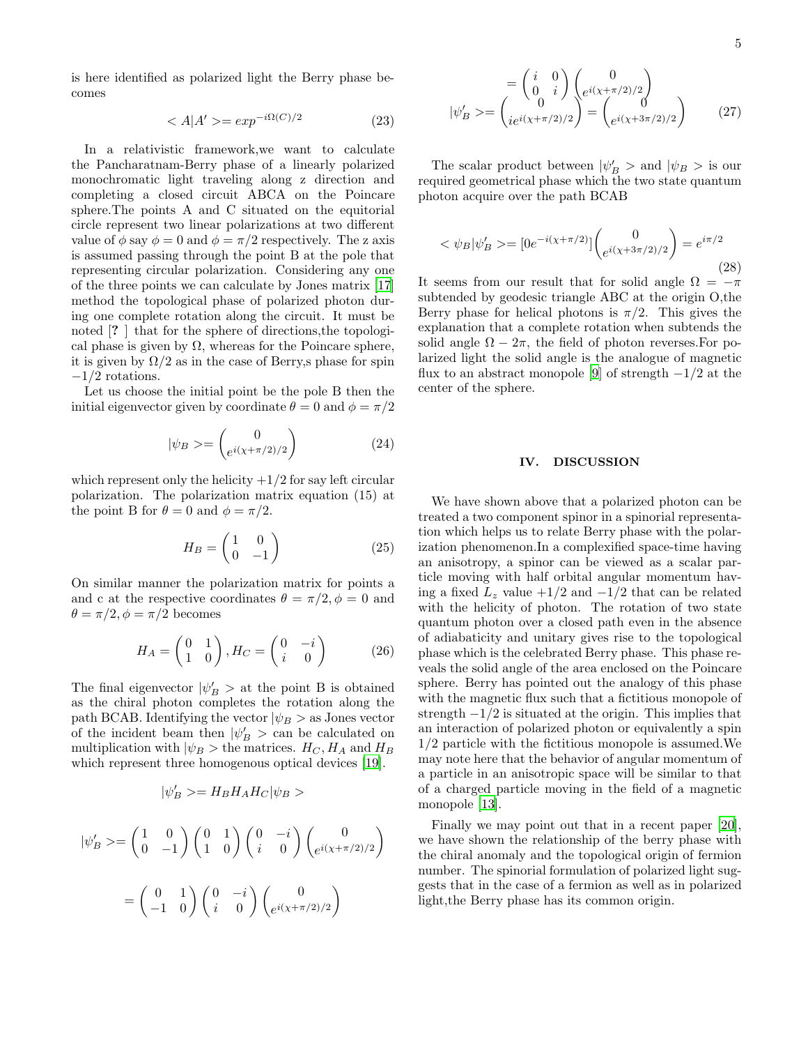is here identified as polarized light the Berry phase becomes

$$< A|A' >= exp^{-i\Omega(C)/2} \tag{23}$$

In a relativistic framework,we want to calculate the Pancharatnam-Berry phase of a linearly polarized monochromatic light traveling along z direction and completing a closed circuit ABCA on the Poincare sphere.The points A and C situated on the equitorial circle represent two linear polarizations at two different value of $\phi$ say $\phi = 0$ and $\phi = \pi/2$ respectively. The z axis is assumed passing through the point B at the pole that representing circular polarization. Considering any one of the three points we can calculate by Jones matrix [17] method the topological phase of polarized photon during one complete rotation along the circuit. It must be noted [? ] that for the sphere of directions,the topological phase is given by $\Omega$, whereas for the Poincare sphere, it is given by $\Omega/2$ as in the case of Berry,s phase for spin $-1/2$ rotations.

Let us choose the initial point be the pole B then the initial eigenvector given by coordinate $\theta = 0$ and $\phi = \pi/2$

$$|\psi_B >= \begin{pmatrix} 0 \\ e^{i(\chi+\pi/2)/2} \end{pmatrix} \tag{24}$$

which represent only the helicity $+1/2$ for say left circular polarization. The polarization matrix equation (15) at the point B for $\theta = 0$ and $\phi = \pi/2$.

$$H_B = \begin{pmatrix} 1 & 0 \\ 0 & -1 \end{pmatrix} \tag{25}$$

On similar manner the polarization matrix for points a and c at the respective coordinates $\theta = \pi/2, \phi = 0$ and $\theta = \pi/2, \phi = \pi/2$ becomes

$$H_A = \begin{pmatrix} 0 & 1 \\ 1 & 0 \end{pmatrix}, H_C = \begin{pmatrix} 0 & -i \\ i & 0 \end{pmatrix} \tag{26}$$

The final eigenvector $|\psi'_B >$ at the point B is obtained as the chiral photon completes the rotation along the path BCAB. Identifying the vector $|\psi_B >$ as Jones vector of the incident beam then $|\psi'_B >$ can be calculated on multiplication with $|\psi_B >$ the matrices. $H_C$, $H_A$ and $H_B$ which represent three homogenous optical devices [19].

$$|\psi'_B >= H_B H_A H_C |\psi_B >$$

$$|\psi'_B >= \begin{pmatrix} 1 & 0 \\ 0 & -1 \end{pmatrix} \begin{pmatrix} 0 & 1 \\ 1 & 0 \end{pmatrix} \begin{pmatrix} 0 & -i \\ i & 0 \end{pmatrix} \begin{pmatrix} 0 \\ e^{i(\chi+\pi/2)/2} \end{pmatrix}$$

$$= \begin{pmatrix} 0 & 1 \\ -1 & 0 \end{pmatrix} \begin{pmatrix} 0 & -i \\ i & 0 \end{pmatrix} \begin{pmatrix} 0 \\ e^{i(\chi+\pi/2)/2} \end{pmatrix}$$

$$= \begin{pmatrix} i & 0 \\ 0 & i \end{pmatrix} \begin{pmatrix} 0 \\ e^{i(\chi+\pi/2)/2} \end{pmatrix}$$

$$|\psi'_B >= \begin{pmatrix} 0 \\ ie^{i(\chi+\pi/2)/2} \end{pmatrix} = \begin{pmatrix} 0 \\ e^{i(\chi+3\pi/2)/2} \end{pmatrix} \tag{27}$$

The scalar product between $|\psi'_B >$ and $|\psi_B >$ is our required geometrical phase which the two state quantum photon acquire over the path BCAB

$$< \psi_B|\psi'_B >= [0 e^{-i(\chi+\pi/2)}] \begin{pmatrix} 0 \\ e^{i(\chi+3\pi/2)/2} \end{pmatrix} = e^{i\pi/2} \tag{28}$$

It seems from our result that for solid angle $\Omega = -\pi$ subtended by geodesic triangle ABC at the origin O,the Berry phase for helical photons is $\pi/2$. This gives the explanation that a complete rotation when subtends the solid angle $\Omega - 2\pi$, the field of photon reverses.For polarized light the solid angle is the analogue of magnetic flux to an abstract monopole [9] of strength $-1/2$ at the center of the sphere.

## IV. DISCUSSION

We have shown above that a polarized photon can be treated a two component spinor in a spinorial representation which helps us to relate Berry phase with the polarization phenomenon.In a complexified space-time having an anisotropy, a spinor can be viewed as a scalar particle moving with half orbital angular momentum having a fixed $L_z$ value $+1/2$ and $-1/2$ that can be related with the helicity of photon. The rotation of two state quantum photon over a closed path even in the absence of adiabaticity and unitary gives rise to the topological phase which is the celebrated Berry phase. This phase reveals the solid angle of the area enclosed on the Poincare sphere. Berry has pointed out the analogy of this phase with the magnetic flux such that a fictitious monopole of strength $-1/2$ is situated at the origin. This implies that an interaction of polarized photon or equivalently a spin 1/2 particle with the fictitious monopole is assumed.We may note here that the behavior of angular momentum of a particle in an anisotropic space will be similar to that of a charged particle moving in the field of a magnetic monopole [13].

Finally we may point out that in a recent paper [20], we have shown the relationship of the berry phase with the chiral anomaly and the topological origin of fermion number. The spinorial formulation of polarized light suggests that in the case of a fermion as well as in polarized light,the Berry phase has its common origin.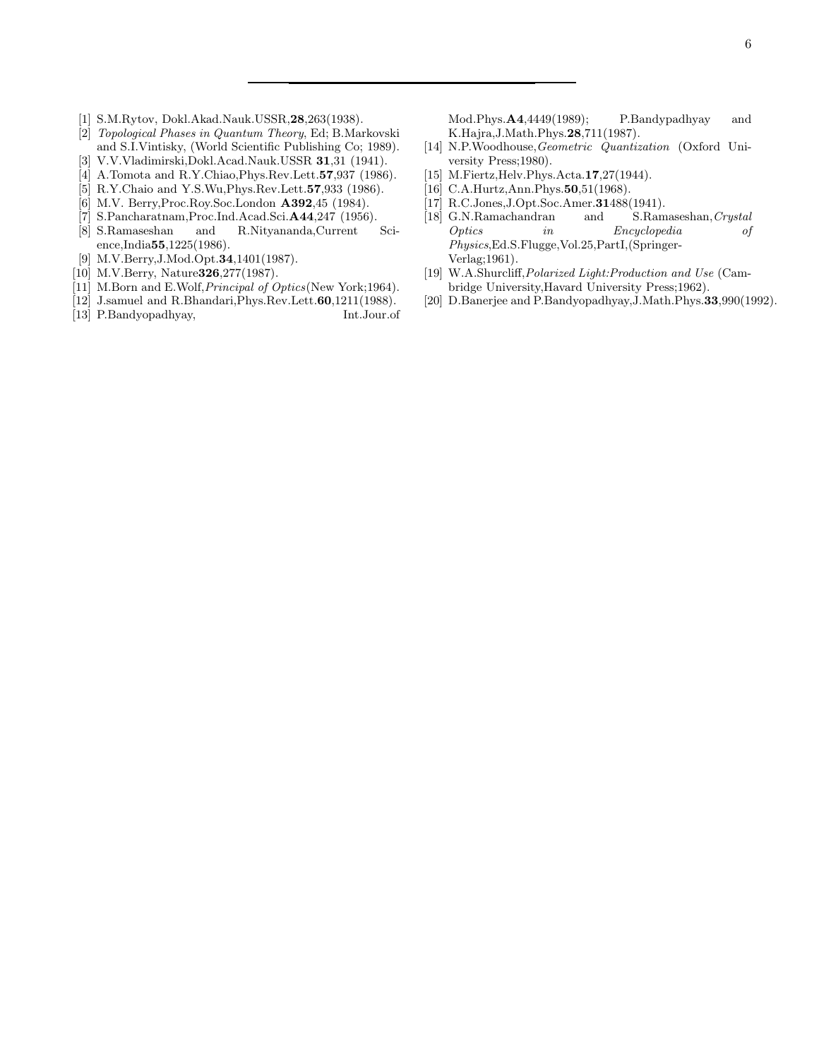[1] S.M.Rytov, Dokl.Akad.Nauk.USSR,**28**,263(1938).

[2] *Topological Phases in Quantum Theory*, Ed; B.Markovski and S.I.Vintisky, (World Scientific Publishing Co; 1989).

[3] V.V.Vladimirski,Dokl.Acad.Nauk.USSR **31**,31 (1941).

[4] A.Tomota and R.Y.Chiao,Phys.Rev.Lett.**57**,937 (1986).

[5] R.Y.Chaio and Y.S.Wu,Phys.Rev.Lett.**57**,933 (1986).

[6] M.V. Berry,Proc.Roy.Soc.London **A392**,45 (1984).

[7] S.Pancharatnam,Proc.Ind.Acad.Sci.**A44**,247 (1956).

[8] S.Ramaseshan and R.Nityananda,Current Science,India**55**,1225(1986).

[9] M.V.Berry,J.Mod.Opt.**34**,1401(1987).

[10] M.V.Berry, Nature**326**,277(1987).

[11] M.Born and E.Wolf,*Principal of Optics*(New York;1964).

[12] J.samuel and R.Bhandari,Phys.Rev.Lett.**60**,1211(1988).

[13] P.Bandyopadhyay, Int.Jour.of Mod.Phys.**A4**,4449(1989); P.Bandypadhyay and K.Hajra,J.Math.Phys.**28**,711(1987).

[14] N.P.Woodhouse,*Geometric Quantization* (Oxford University Press;1980).

[15] M.Fiertz,Helv.Phys.Acta.**17**,27(1944).

[16] C.A.Hurtz,Ann.Phys.**50**,51(1968).

[17] R.C.Jones,J.Opt.Soc.Amer.**31**488(1941).

[18] G.N.Ramachandran and S.Ramaseshan,*Crystal Optics in Encyclopedia of Physics*,Ed.S.Flugge,Vol.25,PartI,(Springer-Verlag;1961).

[19] W.A.Shurcliff,*Polarized Light:Production and Use* (Cambridge University,Havard University Press;1962).

[20] D.Banerjee and P.Bandyopadhyay,J.Math.Phys.**33**,990(1992).